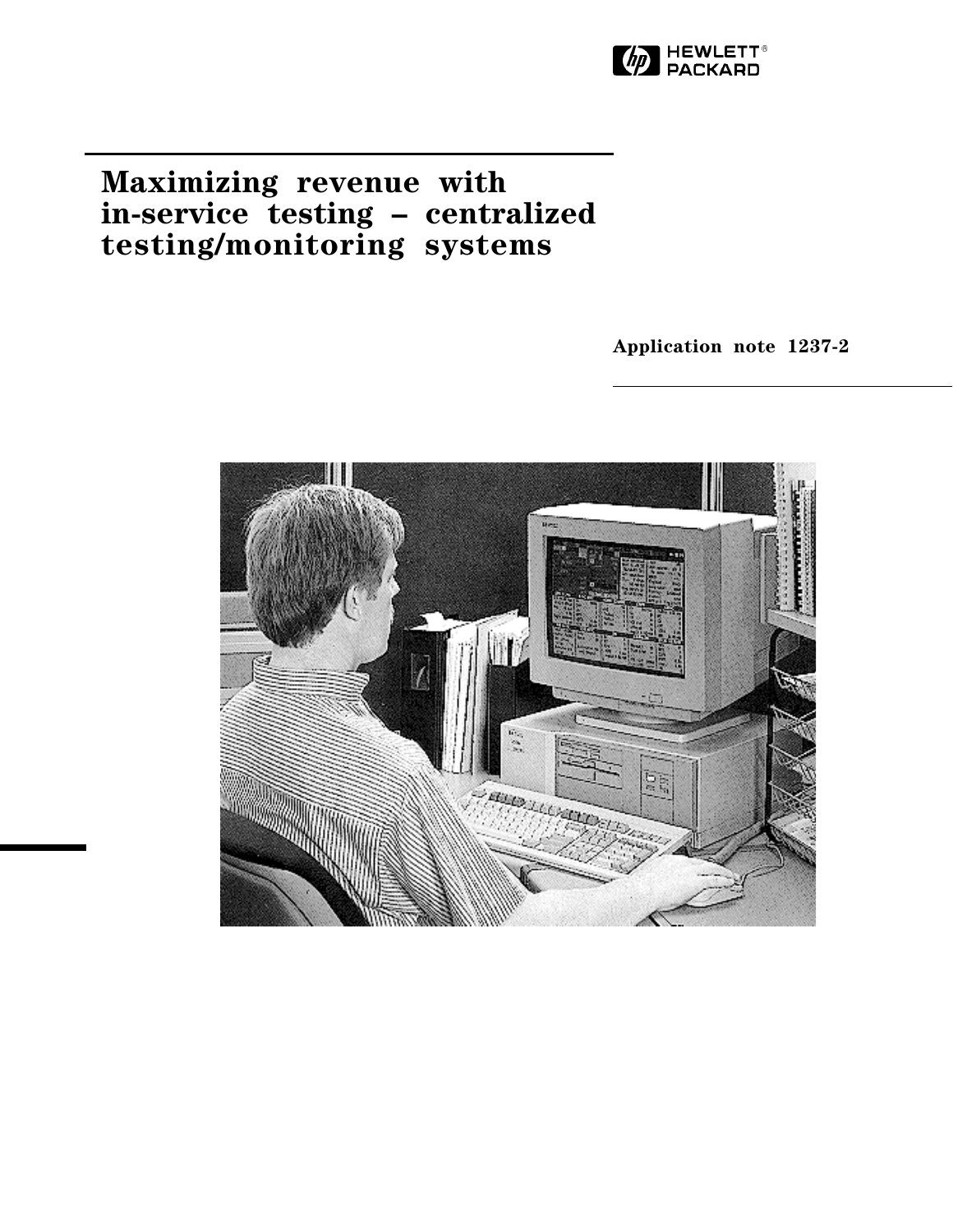# Maximizing revenue with in-service testing – centralized testing/monitoring systems

**Application note 1237-2**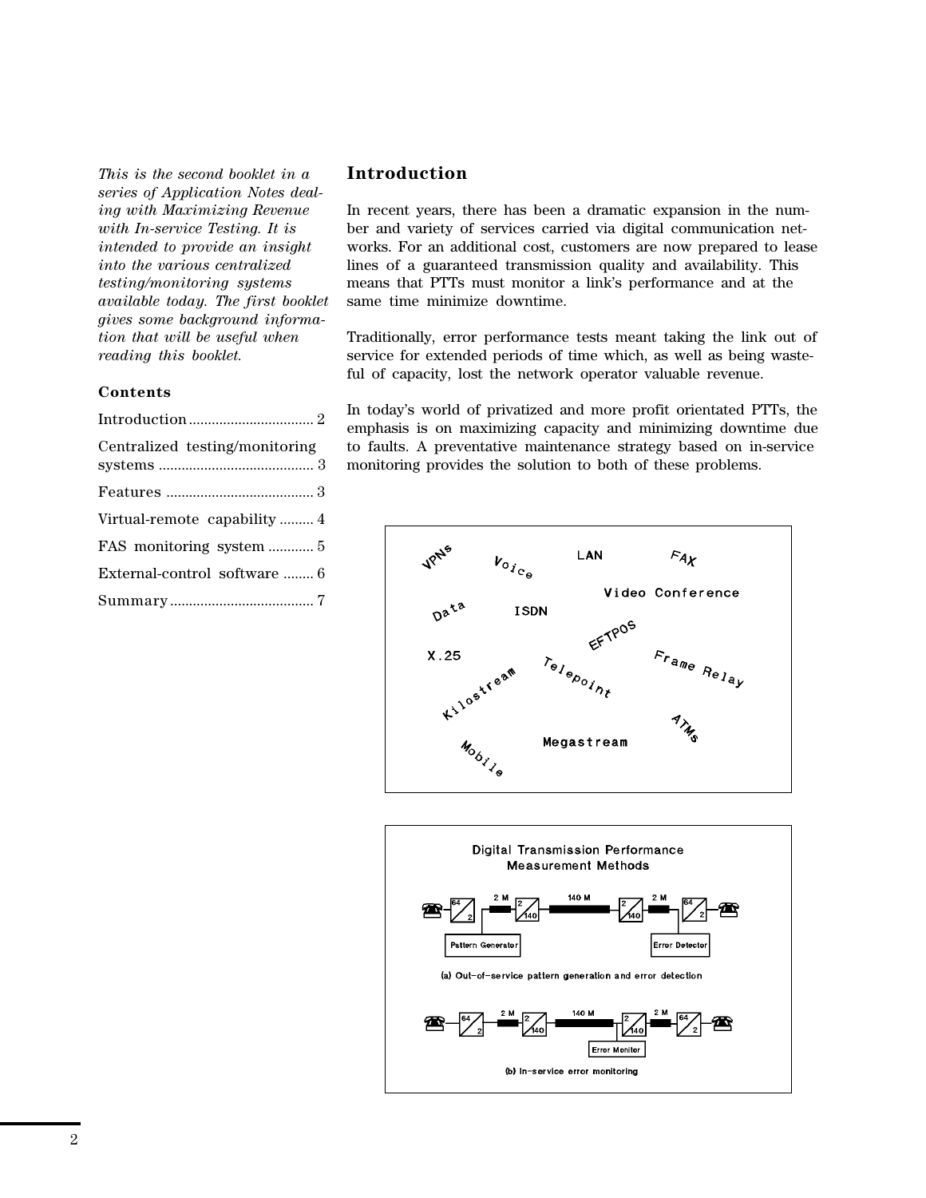*This is the second booklet in a series of Application Notes dealing with Maximizing Revenue with In-service Testing. It is intended to provide an insight into the various centralized testing/monitoring systems available today. The first booklet gives some background information that will be useful when reading this booklet.*

**Contents**

Introduction ................................ 2

Centralized testing/monitoring systems ........................................ 3

Features ...................................... 3

Virtual-remote capability ......... 4

FAS monitoring system ............ 5

External-control software ........ 6

Summary ..................................... 7

## Introduction

In recent years, there has been a dramatic expansion in the number and variety of services carried via digital communication networks. For an additional cost, customers are now prepared to lease lines of a guaranteed transmission quality and availability. This means that PTTs must monitor a link's performance and at the same time minimize downtime.

Traditionally, error performance tests meant taking the link out of service for extended periods of time which, as well as being wasteful of capacity, lost the network operator valuable revenue.

In today's world of privatized and more profit orientated PTTs, the emphasis is on maximizing capacity and minimizing downtime due to faults. A preventative maintenance strategy based on in-service monitoring provides the solution to both of these problems.

VPNs Voice LAN FAX Video Conference Data ISDN EFTPOS X.25 Telepoint Frame Relay Kilostream ATMs Mobile Megastream

Digital Transmission Performance Measurement Methods

(a) Out-of-service pattern generation and error detection

(b) In-service error monitoring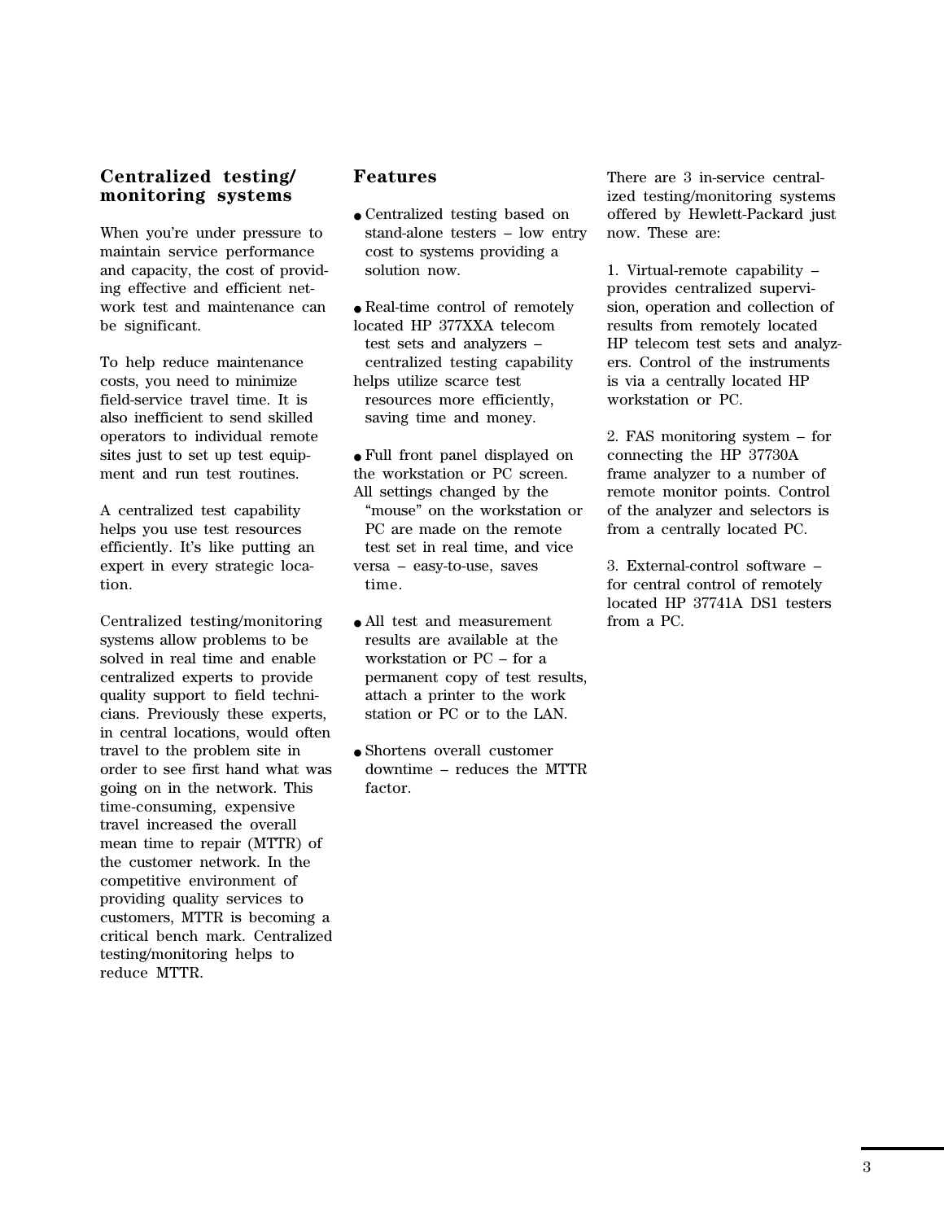## Centralized testing/ monitoring systems

When you're under pressure to maintain service performance and capacity, the cost of providing effective and efficient network test and maintenance can be significant.

To help reduce maintenance costs, you need to minimize field-service travel time. It is also inefficient to send skilled operators to individual remote sites just to set up test equipment and run test routines.

A centralized test capability helps you use test resources efficiently. It's like putting an expert in every strategic location.

Centralized testing/monitoring systems allow problems to be solved in real time and enable centralized experts to provide quality support to field technicians. Previously these experts, in central locations, would often travel to the problem site in order to see first hand what was going on in the network. This time-consuming, expensive travel increased the overall mean time to repair (MTTR) of the customer network. In the competitive environment of providing quality services to customers, MTTR is becoming a critical bench mark. Centralized testing/monitoring helps to reduce MTTR.

## Features

- Centralized testing based on stand-alone testers – low entry cost to systems providing a solution now.
- Real-time control of remotely located HP 377XXA telecom test sets and analyzers – centralized testing capability helps utilize scarce test resources more efficiently, saving time and money.
- Full front panel displayed on the workstation or PC screen. All settings changed by the "mouse" on the workstation or PC are made on the remote test set in real time, and vice versa – easy-to-use, saves time.
- All test and measurement results are available at the workstation or PC – for a permanent copy of test results, attach a printer to the work station or PC or to the LAN.
- Shortens overall customer downtime – reduces the MTTR factor.

There are 3 in-service centralized testing/monitoring systems offered by Hewlett-Packard just now. These are:

1. Virtual-remote capability – provides centralized supervision, operation and collection of results from remotely located HP telecom test sets and analyzers. Control of the instruments is via a centrally located HP workstation or PC.

2. FAS monitoring system – for connecting the HP 37730A frame analyzer to a number of remote monitor points. Control of the analyzer and selectors is from a centrally located PC.

3. External-control software – for central control of remotely located HP 37741A DS1 testers from a PC.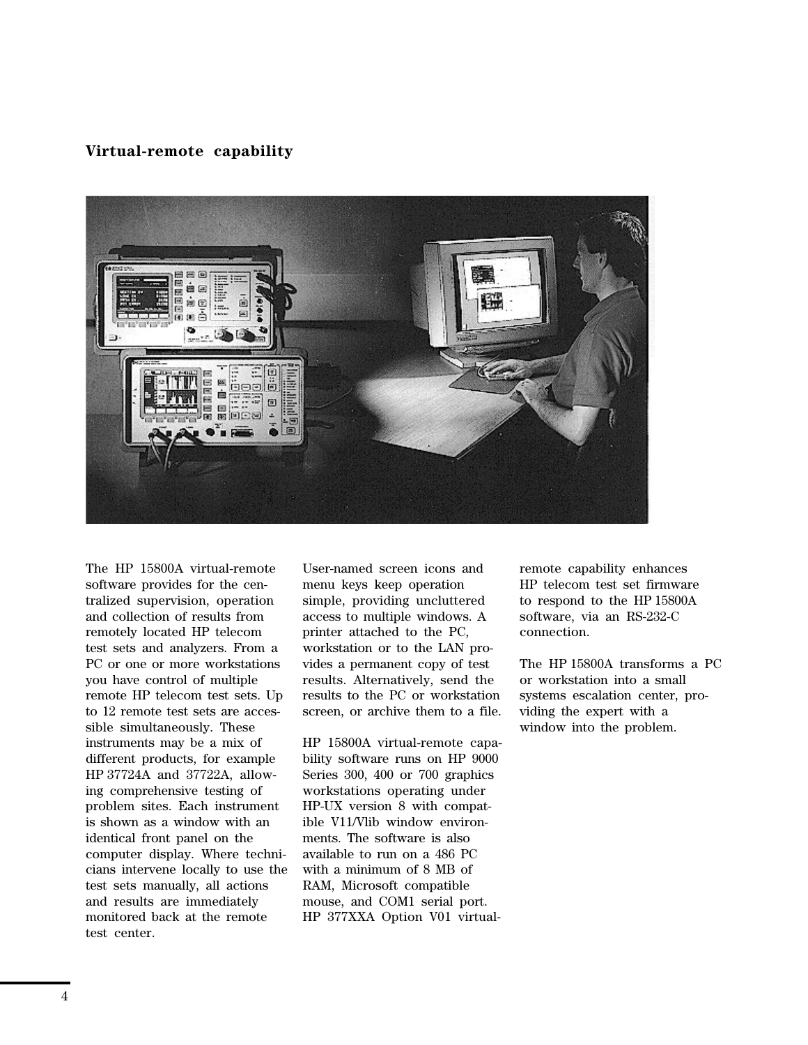## Virtual-remote capability

The HP 15800A virtual-remote software provides for the centralized supervision, operation and collection of results from remotely located HP telecom test sets and analyzers. From a PC or one or more workstations you have control of multiple remote HP telecom test sets. Up to 12 remote test sets are accessible simultaneously. These instruments may be a mix of different products, for example HP 37724A and 37722A, allowing comprehensive testing of problem sites. Each instrument is shown as a window with an identical front panel on the computer display. Where technicians intervene locally to use the test sets manually, all actions and results are immediately monitored back at the remote test center.

User-named screen icons and menu keys keep operation simple, providing uncluttered access to multiple windows. A printer attached to the PC, workstation or to the LAN provides a permanent copy of test results. Alternatively, send the results to the PC or workstation screen, or archive them to a file.

HP 15800A virtual-remote capability software runs on HP 9000 Series 300, 400 or 700 graphics workstations operating under HP-UX version 8 with compatible V11/Vlib window environments. The software is also available to run on a 486 PC with a minimum of 8 MB of RAM, Microsoft compatible mouse, and COM1 serial port. HP 377XXA Option V01 virtual-remote capability enhances HP telecom test set firmware to respond to the HP 15800A software, via an RS-232-C connection.

The HP 15800A transforms a PC or workstation into a small systems escalation center, providing the expert with a window into the problem.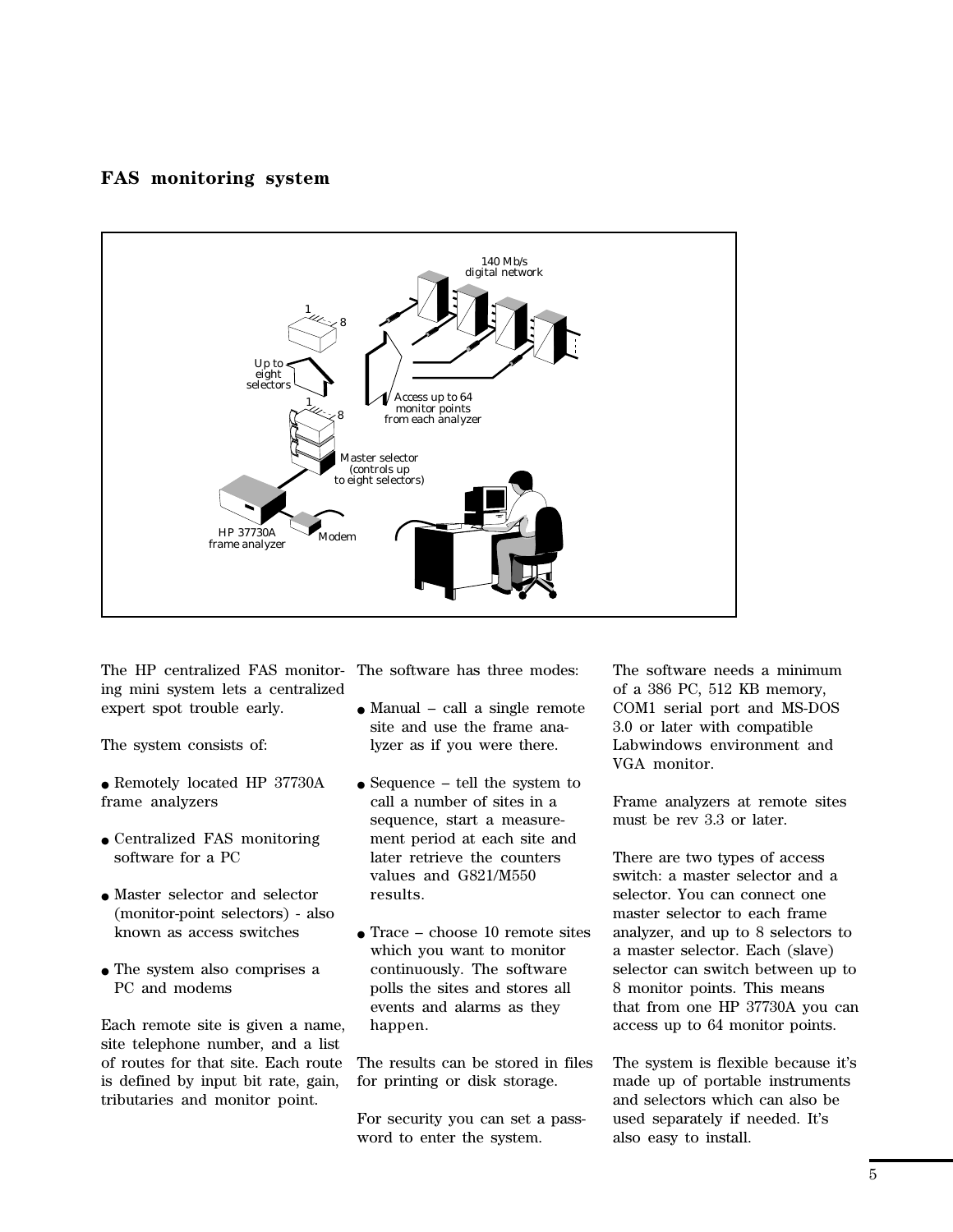## FAS monitoring system

The HP centralized FAS monitoring mini system lets a centralized expert spot trouble early.

The system consists of:

- Remotely located HP 37730A frame analyzers
- Centralized FAS monitoring software for a PC
- Master selector and selector (monitor-point selectors) - also known as access switches
- The system also comprises a PC and modems

Each remote site is given a name, site telephone number, and a list of routes for that site. Each route is defined by input bit rate, gain, tributaries and monitor point.

The software has three modes:

- Manual – call a single remote site and use the frame analyzer as if you were there.
- Sequence – tell the system to call a number of sites in a sequence, start a measurement period at each site and later retrieve the counters values and G821/M550 results.
- Trace – choose 10 remote sites which you want to monitor continuously. The software polls the sites and stores all events and alarms as they happen.

The results can be stored in files for printing or disk storage.

For security you can set a password to enter the system.

The software needs a minimum of a 386 PC, 512 KB memory, COM1 serial port and MS-DOS 3.0 or later with compatible Labwindows environment and VGA monitor.

Frame analyzers at remote sites must be rev 3.3 or later.

There are two types of access switch: a master selector and a selector. You can connect one master selector to each frame analyzer, and up to 8 selectors to a master selector. Each (slave) selector can switch between up to 8 monitor points. This means that from one HP 37730A you can access up to 64 monitor points.

The system is flexible because it's made up of portable instruments and selectors which can also be used separately if needed. It's also easy to install.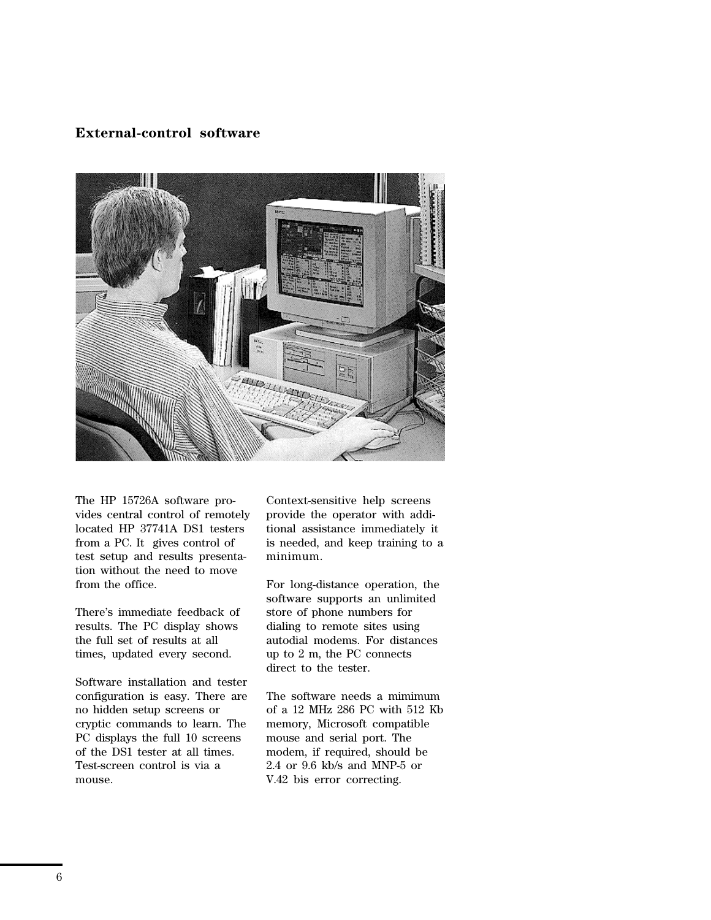## External-control software

The HP 15726A software provides central control of remotely located HP 37741A DS1 testers from a PC. It gives control of test setup and results presentation without the need to move from the office.

There's immediate feedback of results. The PC display shows the full set of results at all times, updated every second.

Software installation and tester configuration is easy. There are no hidden setup screens or cryptic commands to learn. The PC displays the full 10 screens of the DS1 tester at all times. Test-screen control is via a mouse.

Context-sensitive help screens provide the operator with additional assistance immediately it is needed, and keep training to a minimum.

For long-distance operation, the software supports an unlimited store of phone numbers for dialing to remote sites using autodial modems. For distances up to 2 m, the PC connects direct to the tester.

The software needs a mimimum of a 12 MHz 286 PC with 512 Kb memory, Microsoft compatible mouse and serial port. The modem, if required, should be 2.4 or 9.6 kb/s and MNP-5 or V.42 bis error correcting.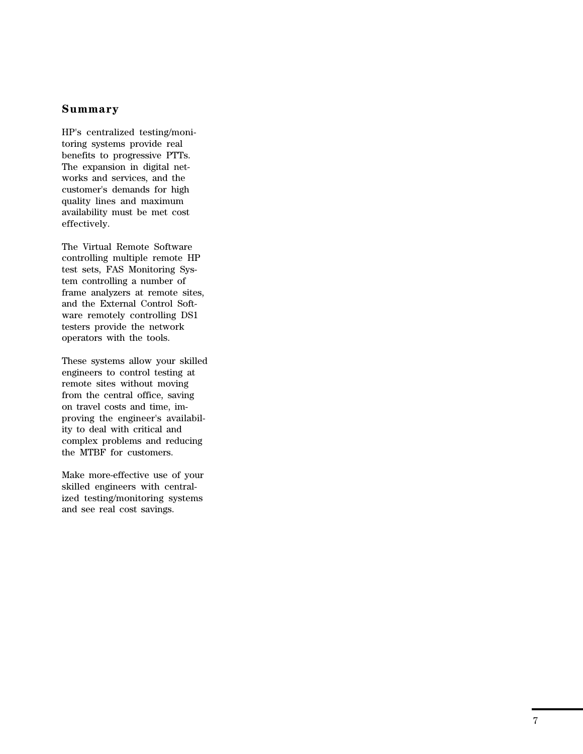## Summary

HP's centralized testing/monitoring systems provide real benefits to progressive PTTs. The expansion in digital networks and services, and the customer's demands for high quality lines and maximum availability must be met cost effectively.

The Virtual Remote Software controlling multiple remote HP test sets, FAS Monitoring System controlling a number of frame analyzers at remote sites, and the External Control Software remotely controlling DS1 testers provide the network operators with the tools.

These systems allow your skilled engineers to control testing at remote sites without moving from the central office, saving on travel costs and time, improving the engineer's availability to deal with critical and complex problems and reducing the MTBF for customers.

Make more-effective use of your skilled engineers with centralized testing/monitoring systems and see real cost savings.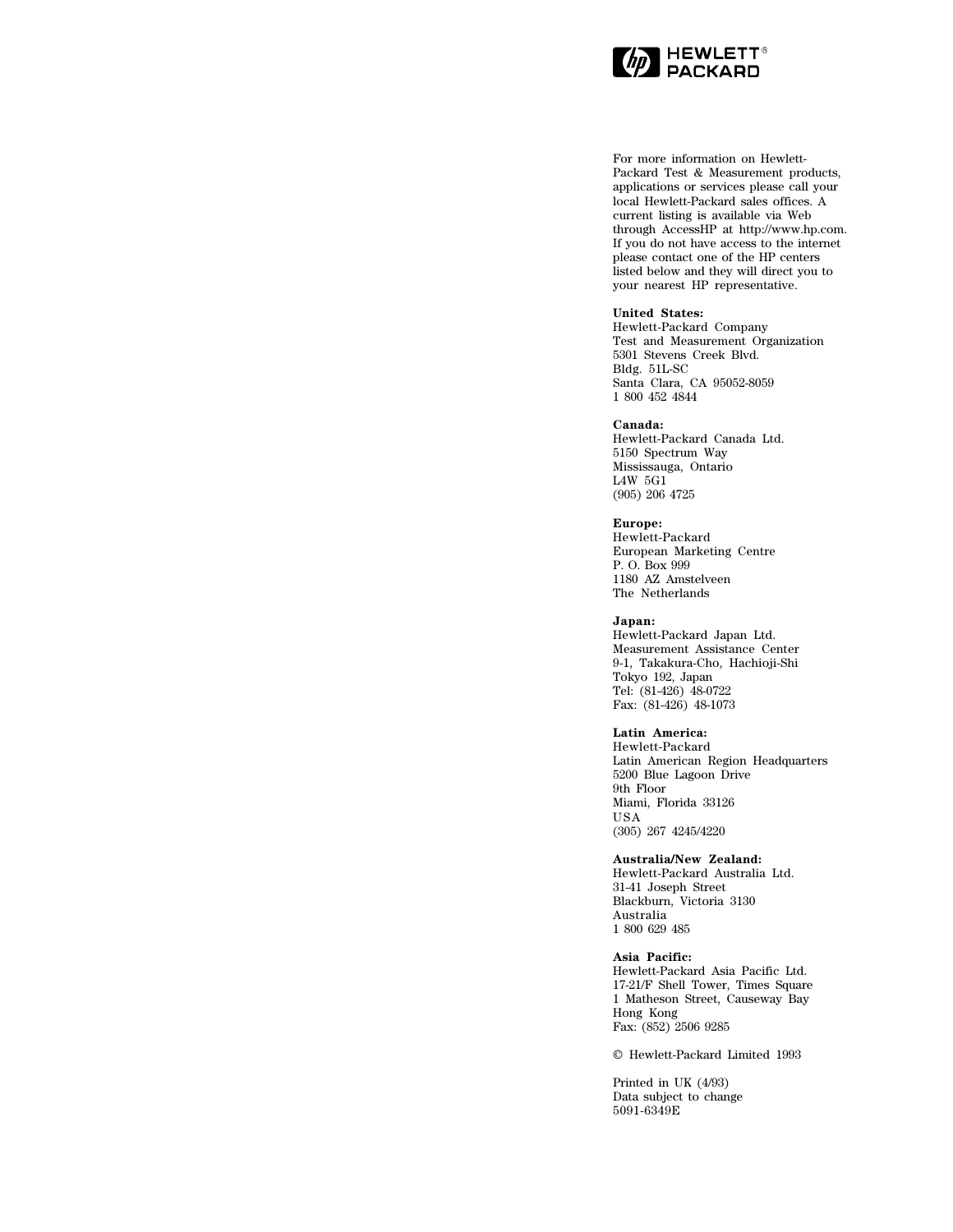HEWLETT® PACKARD

For more information on Hewlett-Packard Test & Measurement products, applications or services please call your local Hewlett-Packard sales offices. A current listing is available via Web through AccessHP at http://www.hp.com. If you do not have access to the internet please contact one of the HP centers listed below and they will direct you to your nearest HP representative.

**United States:**
Hewlett-Packard Company
Test and Measurement Organization
5301 Stevens Creek Blvd.
Bldg. 51L-SC
Santa Clara, CA 95052-8059
1 800 452 4844

**Canada:**
Hewlett-Packard Canada Ltd.
5150 Spectrum Way
Mississauga, Ontario
L4W 5G1
(905) 206 4725

**Europe:**
Hewlett-Packard
European Marketing Centre
P. O. Box 999
1180 AZ Amstelveen
The Netherlands

**Japan:**
Hewlett-Packard Japan Ltd.
Measurement Assistance Center
9-1, Takakura-Cho, Hachioji-Shi
Tokyo 192, Japan
Tel: (81-426) 48-0722
Fax: (81-426) 48-1073

**Latin America:**
Hewlett-Packard
Latin American Region Headquarters
5200 Blue Lagoon Drive
9th Floor
Miami, Florida 33126
USA
(305) 267 4245/4220

**Australia/New Zealand:**
Hewlett-Packard Australia Ltd.
31-41 Joseph Street
Blackburn, Victoria 3130
Australia
1 800 629 485

**Asia Pacific:**
Hewlett-Packard Asia Pacific Ltd.
17-21/F Shell Tower, Times Square
1 Matheson Street, Causeway Bay
Hong Kong
Fax: (852) 2506 9285

© Hewlett-Packard Limited 1993

Printed in UK (4/93)
Data subject to change
5091-6349E